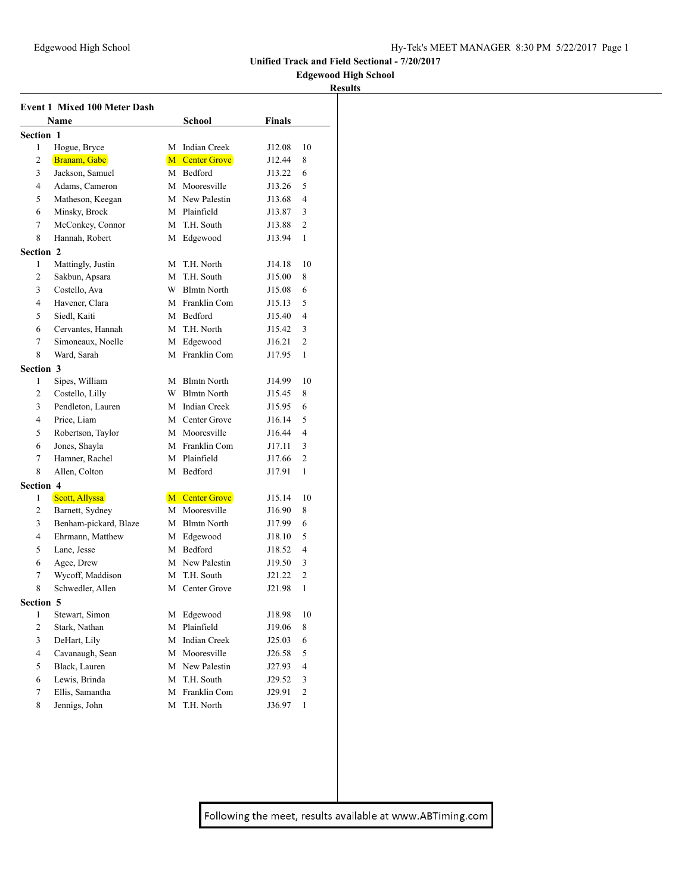Edgewood High School

Hy-Tek's MEET MANAGER 8:30 PM 5/22/2017 Page 1

**Unified Track and Field Sectional - 7/20/2017**

**Edgewood High School**

**Results**

### Event 1 Mixed 100 Meter Dash

| | Name | | School | Finals | |
|---|---|---|---|---|---|
| **Section 1** | | | | | |
| 1 | Hogue, Bryce | M | Indian Creek | J12.08 | 10 |
| 2 | Branam, Gabe | M | Center Grove | J12.44 | 8 |
| 3 | Jackson, Samuel | M | Bedford | J13.22 | 6 |
| 4 | Adams, Cameron | M | Mooresville | J13.26 | 5 |
| 5 | Matheson, Keegan | M | New Palestin | J13.68 | 4 |
| 6 | Minsky, Brock | M | Plainfield | J13.87 | 3 |
| 7 | McConkey, Connor | M | T.H. South | J13.88 | 2 |
| 8 | Hannah, Robert | M | Edgewood | J13.94 | 1 |
| **Section 2** | | | | | |
| 1 | Mattingly, Justin | M | T.H. North | J14.18 | 10 |
| 2 | Sakbun, Apsara | M | T.H. South | J15.00 | 8 |
| 3 | Costello, Ava | W | Blmtn North | J15.08 | 6 |
| 4 | Havener, Clara | M | Franklin Com | J15.13 | 5 |
| 5 | Siedl, Kaiti | M | Bedford | J15.40 | 4 |
| 6 | Cervantes, Hannah | M | T.H. North | J15.42 | 3 |
| 7 | Simoneaux, Noelle | M | Edgewood | J16.21 | 2 |
| 8 | Ward, Sarah | M | Franklin Com | J17.95 | 1 |
| **Section 3** | | | | | |
| 1 | Sipes, William | M | Blmtn North | J14.99 | 10 |
| 2 | Costello, Lilly | W | Blmtn North | J15.45 | 8 |
| 3 | Pendleton, Lauren | M | Indian Creek | J15.95 | 6 |
| 4 | Price, Liam | M | Center Grove | J16.14 | 5 |
| 5 | Robertson, Taylor | M | Mooresville | J16.44 | 4 |
| 6 | Jones, Shayla | M | Franklin Com | J17.11 | 3 |
| 7 | Hamner, Rachel | M | Plainfield | J17.66 | 2 |
| 8 | Allen, Colton | M | Bedford | J17.91 | 1 |
| **Section 4** | | | | | |
| 1 | Scott, Allyssa | M | Center Grove | J15.14 | 10 |
| 2 | Barnett, Sydney | M | Mooresville | J16.90 | 8 |
| 3 | Benham-pickard, Blaze | M | Blmtn North | J17.99 | 6 |
| 4 | Ehrmann, Matthew | M | Edgewood | J18.10 | 5 |
| 5 | Lane, Jesse | M | Bedford | J18.52 | 4 |
| 6 | Agee, Drew | M | New Palestin | J19.50 | 3 |
| 7 | Wycoff, Maddison | M | T.H. South | J21.22 | 2 |
| 8 | Schwedler, Allen | M | Center Grove | J21.98 | 1 |
| **Section 5** | | | | | |
| 1 | Stewart, Simon | M | Edgewood | J18.98 | 10 |
| 2 | Stark, Nathan | M | Plainfield | J19.06 | 8 |
| 3 | DeHart, Lily | M | Indian Creek | J25.03 | 6 |
| 4 | Cavanaugh, Sean | M | Mooresville | J26.58 | 5 |
| 5 | Black, Lauren | M | New Palestin | J27.93 | 4 |
| 6 | Lewis, Brinda | M | T.H. South | J29.52 | 3 |
| 7 | Ellis, Samantha | M | Franklin Com | J29.91 | 2 |
| 8 | Jennigs, John | M | T.H. North | J36.97 | 1 |

Following the meet, results available at www.ABTiming.com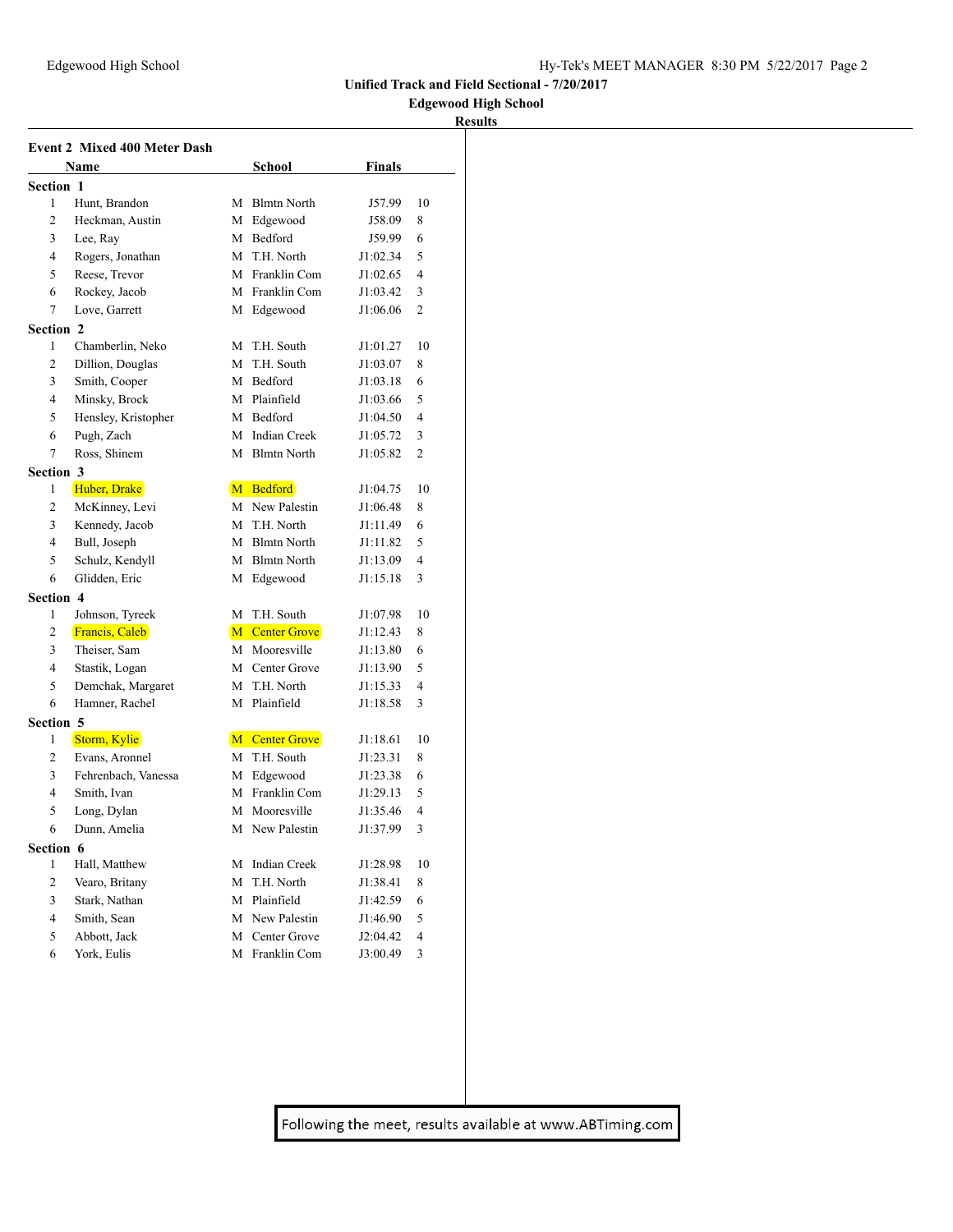**Unified Track and Field Sectional - 7/20/2017**

**Edgewood High School**

**Results**

### Event 2 Mixed 400 Meter Dash

| | Name | | School | Finals | |
|---|---|---|---|---|---|
| **Section 1** | | | | | |
| 1 | Hunt, Brandon | M | Blmtn North | J57.99 | 10 |
| 2 | Heckman, Austin | M | Edgewood | J58.09 | 8 |
| 3 | Lee, Ray | M | Bedford | J59.99 | 6 |
| 4 | Rogers, Jonathan | M | T.H. North | J1:02.34 | 5 |
| 5 | Reese, Trevor | M | Franklin Com | J1:02.65 | 4 |
| 6 | Rockey, Jacob | M | Franklin Com | J1:03.42 | 3 |
| 7 | Love, Garrett | M | Edgewood | J1:06.06 | 2 |
| **Section 2** | | | | | |
| 1 | Chamberlin, Neko | M | T.H. South | J1:01.27 | 10 |
| 2 | Dillion, Douglas | M | T.H. South | J1:03.07 | 8 |
| 3 | Smith, Cooper | M | Bedford | J1:03.18 | 6 |
| 4 | Minsky, Brock | M | Plainfield | J1:03.66 | 5 |
| 5 | Hensley, Kristopher | M | Bedford | J1:04.50 | 4 |
| 6 | Pugh, Zach | M | Indian Creek | J1:05.72 | 3 |
| 7 | Ross, Shinem | M | Blmtn North | J1:05.82 | 2 |
| **Section 3** | | | | | |
| 1 | Huber, Drake | M | Bedford | J1:04.75 | 10 |
| 2 | McKinney, Levi | M | New Palestin | J1:06.48 | 8 |
| 3 | Kennedy, Jacob | M | T.H. North | J1:11.49 | 6 |
| 4 | Bull, Joseph | M | Blmtn North | J1:11.82 | 5 |
| 5 | Schulz, Kendyll | M | Blmtn North | J1:13.09 | 4 |
| 6 | Glidden, Eric | M | Edgewood | J1:15.18 | 3 |
| **Section 4** | | | | | |
| 1 | Johnson, Tyreek | M | T.H. South | J1:07.98 | 10 |
| 2 | Francis, Caleb | M | Center Grove | J1:12.43 | 8 |
| 3 | Theiser, Sam | M | Mooresville | J1:13.80 | 6 |
| 4 | Stastik, Logan | M | Center Grove | J1:13.90 | 5 |
| 5 | Demchak, Margaret | M | T.H. North | J1:15.33 | 4 |
| 6 | Hamner, Rachel | M | Plainfield | J1:18.58 | 3 |
| **Section 5** | | | | | |
| 1 | Storm, Kylie | M | Center Grove | J1:18.61 | 10 |
| 2 | Evans, Aronnel | M | T.H. South | J1:23.31 | 8 |
| 3 | Fehrenbach, Vanessa | M | Edgewood | J1:23.38 | 6 |
| 4 | Smith, Ivan | M | Franklin Com | J1:29.13 | 5 |
| 5 | Long, Dylan | M | Mooresville | J1:35.46 | 4 |
| 6 | Dunn, Amelia | M | New Palestin | J1:37.99 | 3 |
| **Section 6** | | | | | |
| 1 | Hall, Matthew | M | Indian Creek | J1:28.98 | 10 |
| 2 | Vearo, Britany | M | T.H. North | J1:38.41 | 8 |
| 3 | Stark, Nathan | M | Plainfield | J1:42.59 | 6 |
| 4 | Smith, Sean | M | New Palestin | J1:46.90 | 5 |
| 5 | Abbott, Jack | M | Center Grove | J2:04.42 | 4 |
| 6 | York, Eulis | M | Franklin Com | J3:00.49 | 3 |

Following the meet, results available at www.ABTiming.com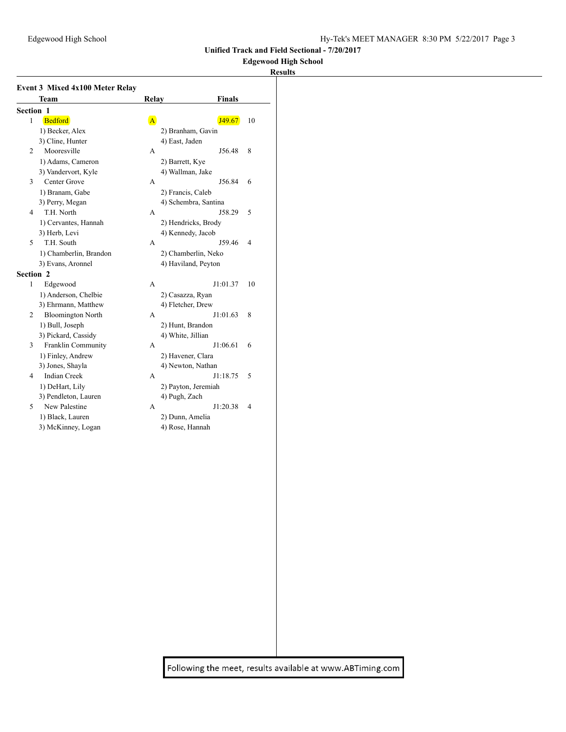**Unified Track and Field Sectional - 7/20/2017**

**Edgewood High School**

**Results**

### Event 3 Mixed 4x100 Meter Relay

| | Team | Relay | Finals | |
|---|---|---|---|---|
| **Section 1** | | | | |
| 1 | Bedford | A | J49.67 | 10 |
| | 1) Becker, Alex | 2) Branham, Gavin | | |
| | 3) Cline, Hunter | 4) East, Jaden | | |
| 2 | Mooresville | A | J56.48 | 8 |
| | 1) Adams, Cameron | 2) Barrett, Kye | | |
| | 3) Vandervort, Kyle | 4) Wallman, Jake | | |
| 3 | Center Grove | A | J56.84 | 6 |
| | 1) Branam, Gabe | 2) Francis, Caleb | | |
| | 3) Perry, Megan | 4) Schembra, Santina | | |
| 4 | T.H. North | A | J58.29 | 5 |
| | 1) Cervantes, Hannah | 2) Hendricks, Brody | | |
| | 3) Herb, Levi | 4) Kennedy, Jacob | | |
| 5 | T.H. South | A | J59.46 | 4 |
| | 1) Chamberlin, Brandon | 2) Chamberlin, Neko | | |
| | 3) Evans, Aronnel | 4) Haviland, Peyton | | |
| **Section 2** | | | | |
| 1 | Edgewood | A | J1:01.37 | 10 |
| | 1) Anderson, Chelbie | 2) Casazza, Ryan | | |
| | 3) Ehrmann, Matthew | 4) Fletcher, Drew | | |
| 2 | Bloomington North | A | J1:01.63 | 8 |
| | 1) Bull, Joseph | 2) Hunt, Brandon | | |
| | 3) Pickard, Cassidy | 4) White, Jillian | | |
| 3 | Franklin Community | A | J1:06.61 | 6 |
| | 1) Finley, Andrew | 2) Havener, Clara | | |
| | 3) Jones, Shayla | 4) Newton, Nathan | | |
| 4 | Indian Creek | A | J1:18.75 | 5 |
| | 1) DeHart, Lily | 2) Payton, Jeremiah | | |
| | 3) Pendleton, Lauren | 4) Pugh, Zach | | |
| 5 | New Palestine | A | J1:20.38 | 4 |
| | 1) Black, Lauren | 2) Dunn, Amelia | | |
| | 3) McKinney, Logan | 4) Rose, Hannah | | |

Following the meet, results available at www.ABTiming.com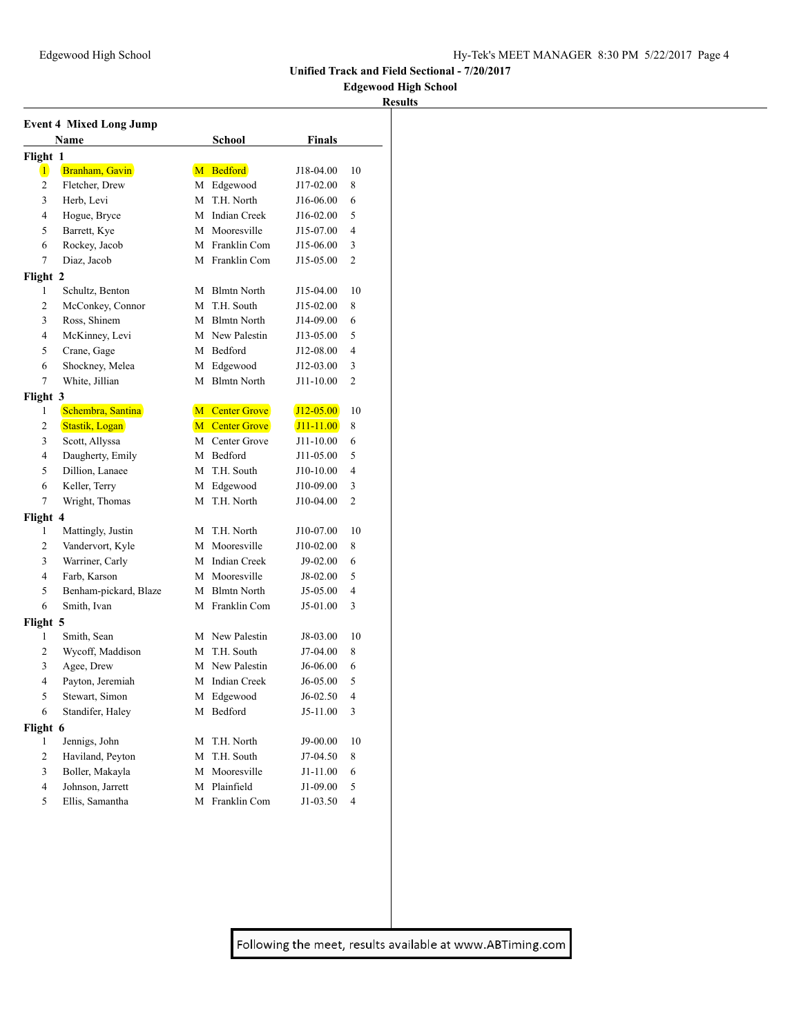Unified Track and Field Sectional - 7/20/2017

Edgewood High School

Results

### Event 4 Mixed Long Jump

| | Name | | School | Finals | |
|---|---|---|---|---|---|
| **Flight 1** | | | | | |
| 1 | Branham, Gavin | M | Bedford | J18-04.00 | 10 |
| 2 | Fletcher, Drew | M | Edgewood | J17-02.00 | 8 |
| 3 | Herb, Levi | M | T.H. North | J16-06.00 | 6 |
| 4 | Hogue, Bryce | M | Indian Creek | J16-02.00 | 5 |
| 5 | Barrett, Kye | M | Mooresville | J15-07.00 | 4 |
| 6 | Rockey, Jacob | M | Franklin Com | J15-06.00 | 3 |
| 7 | Diaz, Jacob | M | Franklin Com | J15-05.00 | 2 |
| **Flight 2** | | | | | |
| 1 | Schultz, Benton | M | Blmtn North | J15-04.00 | 10 |
| 2 | McConkey, Connor | M | T.H. South | J15-02.00 | 8 |
| 3 | Ross, Shinem | M | Blmtn North | J14-09.00 | 6 |
| 4 | McKinney, Levi | M | New Palestin | J13-05.00 | 5 |
| 5 | Crane, Gage | M | Bedford | J12-08.00 | 4 |
| 6 | Shockney, Melea | M | Edgewood | J12-03.00 | 3 |
| 7 | White, Jillian | M | Blmtn North | J11-10.00 | 2 |
| **Flight 3** | | | | | |
| 1 | Schembra, Santina | M | Center Grove | J12-05.00 | 10 |
| 2 | Stastik, Logan | M | Center Grove | J11-11.00 | 8 |
| 3 | Scott, Allyssa | M | Center Grove | J11-10.00 | 6 |
| 4 | Daugherty, Emily | M | Bedford | J11-05.00 | 5 |
| 5 | Dillion, Lanaee | M | T.H. South | J10-10.00 | 4 |
| 6 | Keller, Terry | M | Edgewood | J10-09.00 | 3 |
| 7 | Wright, Thomas | M | T.H. North | J10-04.00 | 2 |
| **Flight 4** | | | | | |
| 1 | Mattingly, Justin | M | T.H. North | J10-07.00 | 10 |
| 2 | Vandervort, Kyle | M | Mooresville | J10-02.00 | 8 |
| 3 | Warriner, Carly | M | Indian Creek | J9-02.00 | 6 |
| 4 | Farb, Karson | M | Mooresville | J8-02.00 | 5 |
| 5 | Benham-pickard, Blaze | M | Blmtn North | J5-05.00 | 4 |
| 6 | Smith, Ivan | M | Franklin Com | J5-01.00 | 3 |
| **Flight 5** | | | | | |
| 1 | Smith, Sean | M | New Palestin | J8-03.00 | 10 |
| 2 | Wycoff, Maddison | M | T.H. South | J7-04.00 | 8 |
| 3 | Agee, Drew | M | New Palestin | J6-06.00 | 6 |
| 4 | Payton, Jeremiah | M | Indian Creek | J6-05.00 | 5 |
| 5 | Stewart, Simon | M | Edgewood | J6-02.50 | 4 |
| 6 | Standifer, Haley | M | Bedford | J5-11.00 | 3 |
| **Flight 6** | | | | | |
| 1 | Jennigs, John | M | T.H. North | J9-00.00 | 10 |
| 2 | Haviland, Peyton | M | T.H. South | J7-04.50 | 8 |
| 3 | Boller, Makayla | M | Mooresville | J1-11.00 | 6 |
| 4 | Johnson, Jarrett | M | Plainfield | J1-09.00 | 5 |
| 5 | Ellis, Samantha | M | Franklin Com | J1-03.50 | 4 |

Following the meet, results available at www.ABTiming.com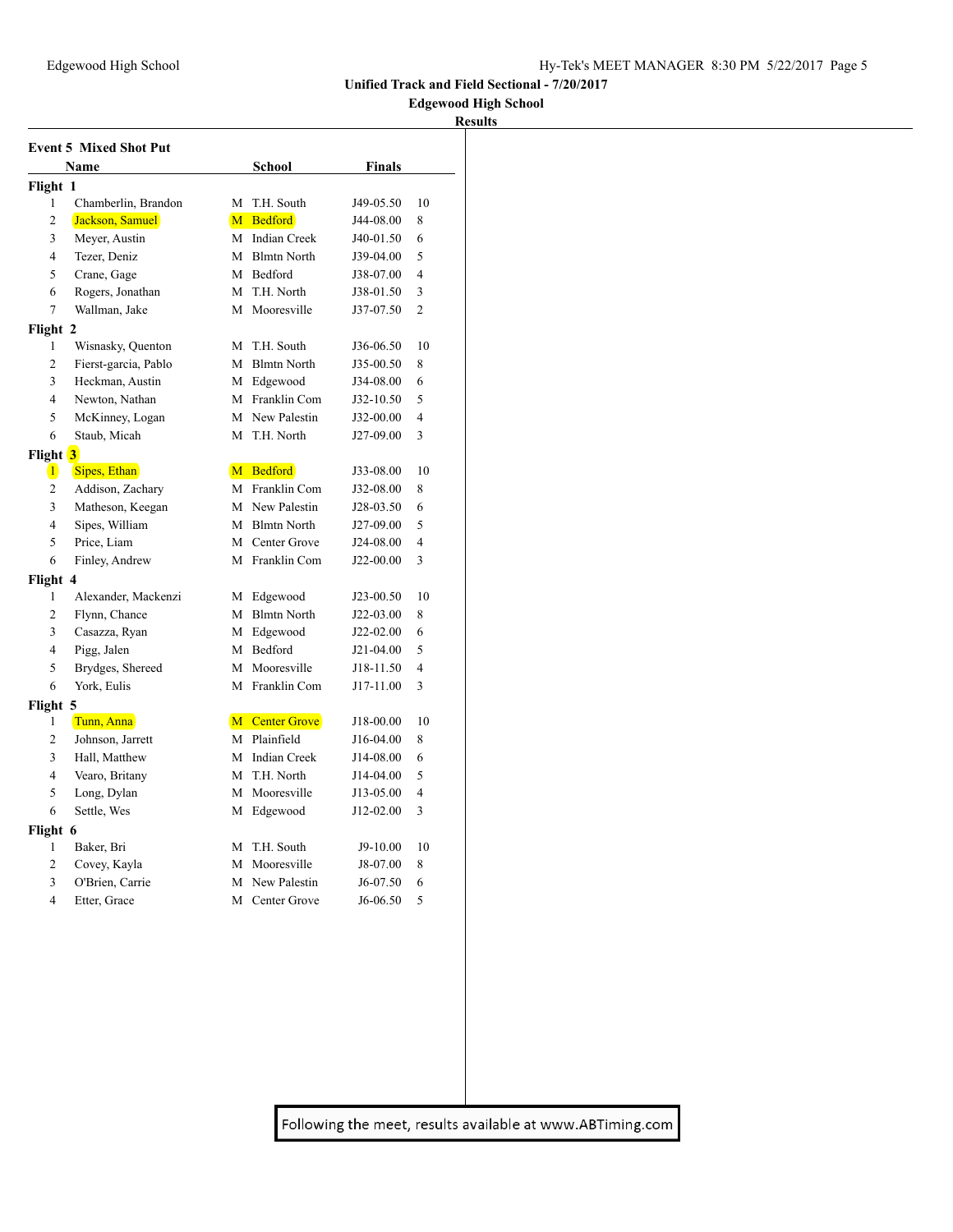## Unified Track and Field Sectional - 7/20/2017

### Edgewood High School

### Results

**Event 5 Mixed Shot Put**

| | Name | | School | Finals | |
|---|---|---|---|---|---|
| **Flight 1** | | | | | |
| 1 | Chamberlin, Brandon | M | T.H. South | J49-05.50 | 10 |
| 2 | Jackson, Samuel | M | Bedford | J44-08.00 | 8 |
| 3 | Meyer, Austin | M | Indian Creek | J40-01.50 | 6 |
| 4 | Tezer, Deniz | M | Blmtn North | J39-04.00 | 5 |
| 5 | Crane, Gage | M | Bedford | J38-07.00 | 4 |
| 6 | Rogers, Jonathan | M | T.H. North | J38-01.50 | 3 |
| 7 | Wallman, Jake | M | Mooresville | J37-07.50 | 2 |
| **Flight 2** | | | | | |
| 1 | Wisnasky, Quenton | M | T.H. South | J36-06.50 | 10 |
| 2 | Fierst-garcia, Pablo | M | Blmtn North | J35-00.50 | 8 |
| 3 | Heckman, Austin | M | Edgewood | J34-08.00 | 6 |
| 4 | Newton, Nathan | M | Franklin Com | J32-10.50 | 5 |
| 5 | McKinney, Logan | M | New Palestin | J32-00.00 | 4 |
| 6 | Staub, Micah | M | T.H. North | J27-09.00 | 3 |
| **Flight 3** | | | | | |
| 1 | Sipes, Ethan | M | Bedford | J33-08.00 | 10 |
| 2 | Addison, Zachary | M | Franklin Com | J32-08.00 | 8 |
| 3 | Matheson, Keegan | M | New Palestin | J28-03.50 | 6 |
| 4 | Sipes, William | M | Blmtn North | J27-09.00 | 5 |
| 5 | Price, Liam | M | Center Grove | J24-08.00 | 4 |
| 6 | Finley, Andrew | M | Franklin Com | J22-00.00 | 3 |
| **Flight 4** | | | | | |
| 1 | Alexander, Mackenzi | M | Edgewood | J23-00.50 | 10 |
| 2 | Flynn, Chance | M | Blmtn North | J22-03.00 | 8 |
| 3 | Casazza, Ryan | M | Edgewood | J22-02.00 | 6 |
| 4 | Pigg, Jalen | M | Bedford | J21-04.00 | 5 |
| 5 | Brydges, Shereed | M | Mooresville | J18-11.50 | 4 |
| 6 | York, Eulis | M | Franklin Com | J17-11.00 | 3 |
| **Flight 5** | | | | | |
| 1 | Tunn, Anna | M | Center Grove | J18-00.00 | 10 |
| 2 | Johnson, Jarrett | M | Plainfield | J16-04.00 | 8 |
| 3 | Hall, Matthew | M | Indian Creek | J14-08.00 | 6 |
| 4 | Vearo, Britany | M | T.H. North | J14-04.00 | 5 |
| 5 | Long, Dylan | M | Mooresville | J13-05.00 | 4 |
| 6 | Settle, Wes | M | Edgewood | J12-02.00 | 3 |
| **Flight 6** | | | | | |
| 1 | Baker, Bri | M | T.H. South | J9-10.00 | 10 |
| 2 | Covey, Kayla | M | Mooresville | J8-07.00 | 8 |
| 3 | O'Brien, Carrie | M | New Palestin | J6-07.50 | 6 |
| 4 | Etter, Grace | M | Center Grove | J6-06.50 | 5 |

Following the meet, results available at www.ABTiming.com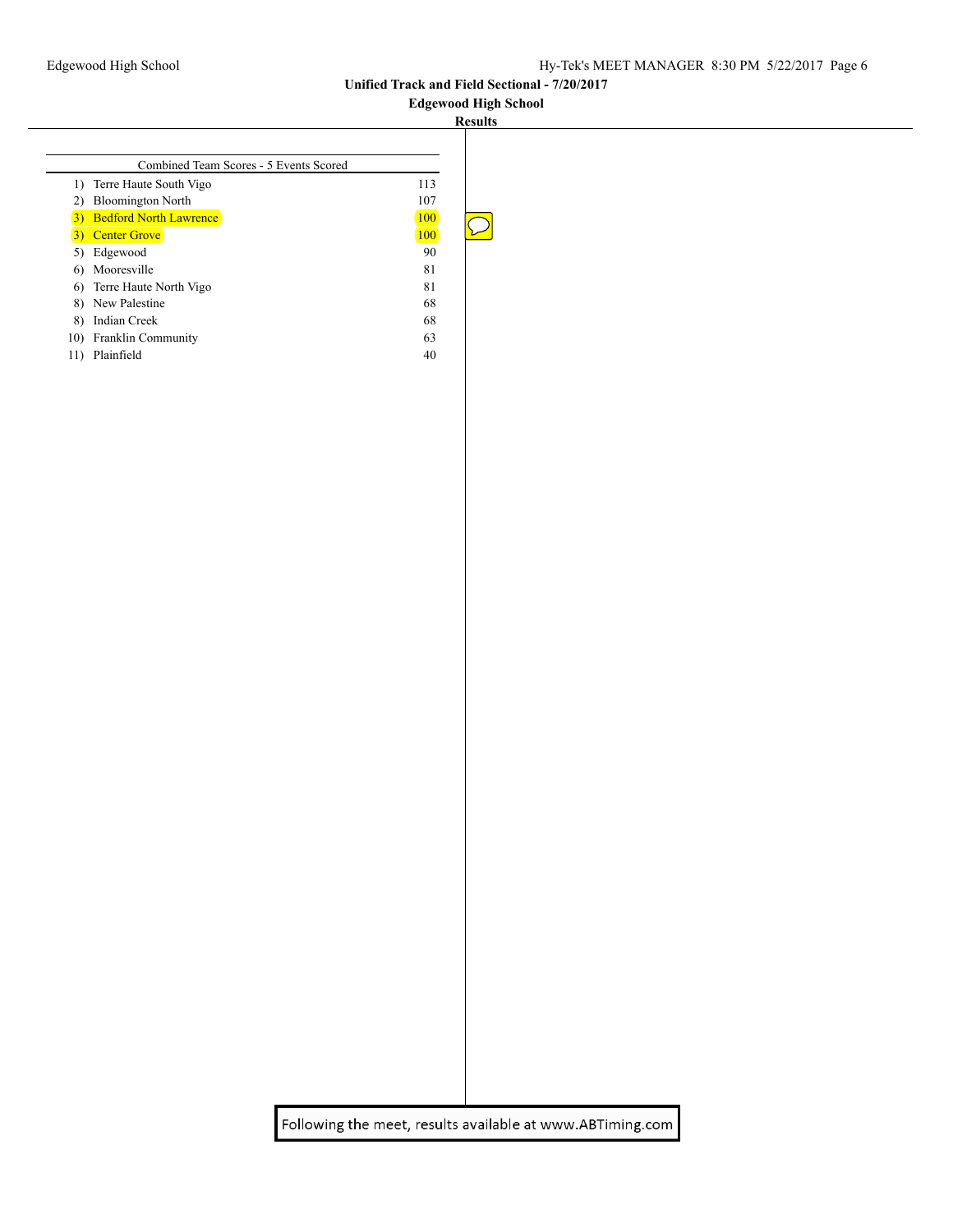**Unified Track and Field Sectional - 7/20/2017**

**Edgewood High School**

**Results**

| Combined Team Scores - 5 Events Scored | | |
|---|---|---|
| 1) | Terre Haute South Vigo | 113 |
| 2) | Bloomington North | 107 |
| 3) | Bedford North Lawrence | 100 |
| 3) | Center Grove | 100 |
| 5) | Edgewood | 90 |
| 6) | Mooresville | 81 |
| 6) | Terre Haute North Vigo | 81 |
| 8) | New Palestine | 68 |
| 8) | Indian Creek | 68 |
| 10) | Franklin Community | 63 |
| 11) | Plainfield | 40 |

Following the meet, results available at www.ABTiming.com